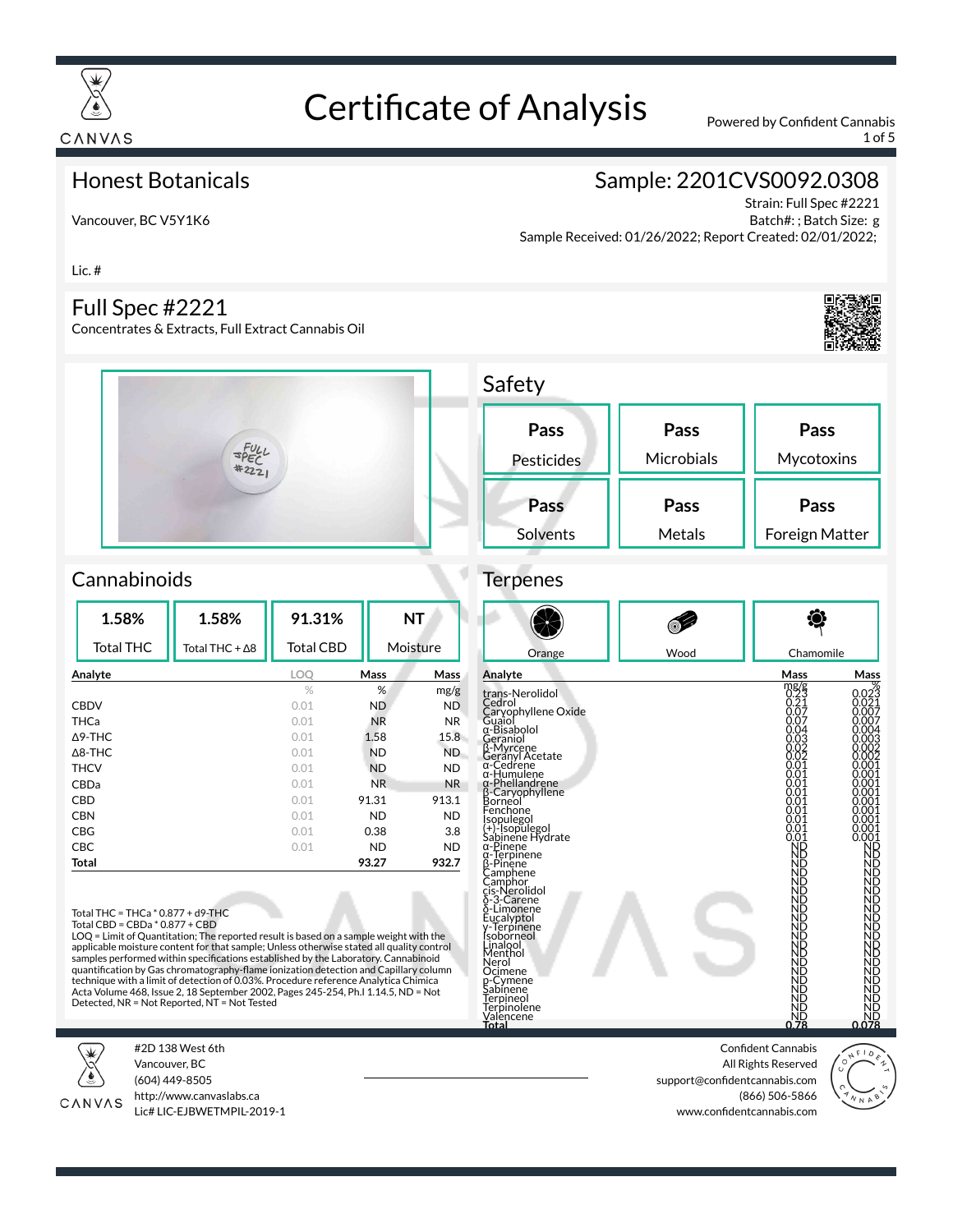# Certificate of Analysis

Powered by Confident Cannabis

## Honest Botanicals

Vancouver, BC V5Y1K6

Lic. #

## Sample: 2201CVS0092.0308

Strain: Full Spec #2221
Batch#: ; Batch Size: g
Sample Received: 01/26/2022; Report Created: 02/01/2022;

## Full Spec #2221

Concentrates & Extracts, Full Extract Cannabis Oil

## Safety

| Pass | Pass | Pass |
|---|---|---|
| Pesticides | Microbials | Mycotoxins |
| **Pass** | **Pass** | **Pass** |
| Solvents | Metals | Foreign Matter |

## Cannabinoids

| 1.58% | 1.58% | 91.31% | NT |
|---|---|---|---|
| Total THC | Total THC + Δ8 | Total CBD | Moisture |

| Analyte | LOQ | Mass | Mass |
|---|---|---|---|
| | % | % | mg/g |
| CBDV | 0.01 | ND | ND |
| THCa | 0.01 | NR | NR |
| Δ9-THC | 0.01 | 1.58 | 15.8 |
| Δ8-THC | 0.01 | ND | ND |
| THCV | 0.01 | ND | ND |
| CBDa | 0.01 | NR | NR |
| CBD | 0.01 | 91.31 | 913.1 |
| CBN | 0.01 | ND | ND |
| CBG | 0.01 | 0.38 | 3.8 |
| CBC | 0.01 | ND | ND |
| **Total** | | **93.27** | **932.7** |

Total THC = THCa * 0.877 + d9-THC
Total CBD = CBDa * 0.877 + CBD
LOQ = Limit of Quantitation; The reported result is based on a sample weight with the applicable moisture content for that sample; Unless otherwise stated all quality control samples performed within specifications established by the Laboratory. Cannabinoid quantification by Gas chromatography-flame ionization detection and Capillary column technique with a limit of detection of 0.03%. Procedure reference Analytica Chimica Acta Volume 468, Issue 2, 18 September 2002, Pages 245-254, Ph.I 1.14.5, ND = Not Detected, NR = Not Reported, NT = Not Tested

## Terpenes

Orange | Wood | Chamomile

| Analyte | Mass | Mass |
|---|---|---|
| | mg/g | % |
| trans-Nerolidol | 0.23 | 0.023 |
| Cedrol | 0.21 | 0.021 |
| Caryophyllene Oxide | 0.07 | 0.007 |
| Guaiol | 0.07 | 0.007 |
| α-Bisabolol | 0.04 | 0.004 |
| Geraniol | 0.03 | 0.003 |
| β-Myrcene | 0.02 | 0.002 |
| Geranyl Acetate | 0.02 | 0.002 |
| α-Cedrene | 0.01 | 0.001 |
| α-Humulene | 0.01 | 0.001 |
| α-Phellandrene | 0.01 | 0.001 |
| β-Caryophyllene | 0.01 | 0.001 |
| Borneol | 0.01 | 0.001 |
| Fenchone | 0.01 | 0.001 |
| Isopulegol | 0.01 | 0.001 |
| (+)-Isopulegol | 0.01 | 0.001 |
| Sabinene Hydrate | 0.01 | 0.001 |
| α-Pinene | ND | ND |
| α-Terpinene | ND | ND |
| β-Pinene | ND | ND |
| Camphene | ND | ND |
| Camphor | ND | ND |
| cis-Nerolidol | ND | ND |
| δ-3-Carene | ND | ND |
| δ-Limonene | ND | ND |
| Eucalyptol | ND | ND |
| γ-Terpinene | ND | ND |
| Isoborneol | ND | ND |
| Linalool | ND | ND |
| Menthol | ND | ND |
| Nerol | ND | ND |
| Ocimene | ND | ND |
| p-Cymene | ND | ND |
| Sabinene | ND | ND |
| Terpineol | ND | ND |
| Terpinolene | ND | ND |
| Valencene | ND | ND |
| **Total** | **0.78** | **0.078** |

CANVAS
#2D 138 West 6th
Vancouver, BC
(604) 449-8505
http://www.canvaslabs.ca
Lic# LIC-EJBWETMPIL-2019-1

Confident Cannabis
All Rights Reserved
support@confidentcannabis.com
(866) 506-5866
www.confidentcannabis.com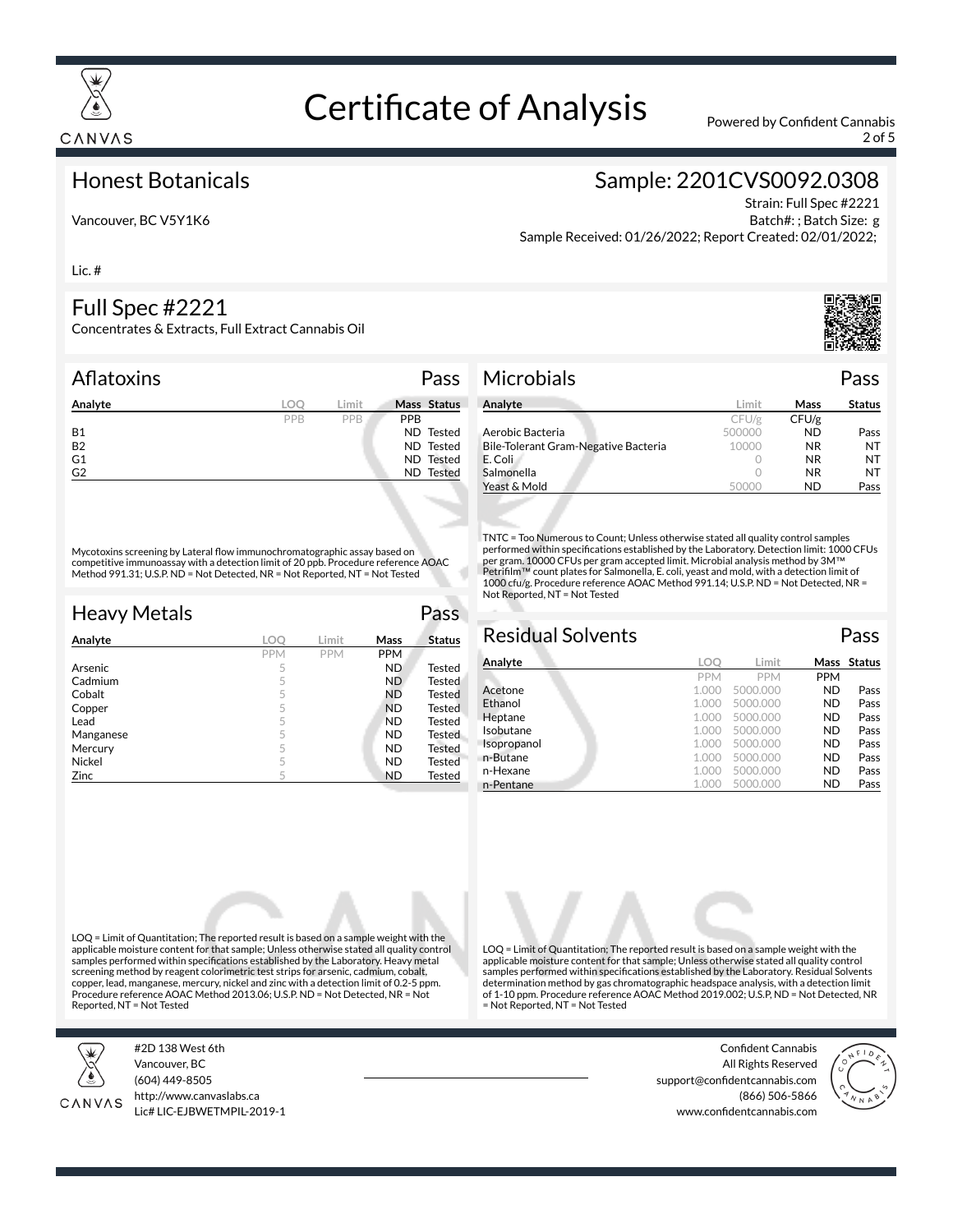# Certificate of Analysis

Powered by Confident Cannabis

## Honest Botanicals

Vancouver, BC V5Y1K6

Lic. #

## Sample: 2201CVS0092.0308

Strain: Full Spec #2221
Batch#: ; Batch Size: g
Sample Received: 01/26/2022; Report Created: 02/01/2022;

## Full Spec #2221

Concentrates & Extracts, Full Extract Cannabis Oil

### Aflatoxins — Pass

| Analyte | LOQ | Limit | Mass | Status |
|---|---|---|---|---|
| | PPB | PPB | PPB | |
| B1 | | | ND | Tested |
| B2 | | | ND | Tested |
| G1 | | | ND | Tested |
| G2 | | | ND | Tested |

Mycotoxins screening by Lateral flow immunochromatographic assay based on competitive immunoassay with a detection limit of 20 ppb. Procedure reference AOAC Method 991.31; U.S.P. ND = Not Detected, NR = Not Reported, NT = Not Tested

### Microbials — Pass

| Analyte | Limit | Mass | Status |
|---|---|---|---|
| | CFU/g | CFU/g | |
| Aerobic Bacteria | 500000 | ND | Pass |
| Bile-Tolerant Gram-Negative Bacteria | 10000 | NR | NT |
| E. Coli | 0 | NR | NT |
| Salmonella | 0 | NR | NT |
| Yeast & Mold | 50000 | ND | Pass |

TNTC = Too Numerous to Count; Unless otherwise stated all quality control samples performed within specifications established by the Laboratory. Detection limit: 1000 CFUs per gram. 10000 CFUs per gram accepted limit. Microbial analysis method by 3M™ Petrifilm™ count plates for Salmonella, E. coli, yeast and mold, with a detection limit of 1000 cfu/g. Procedure reference AOAC Method 991.14; U.S.P. ND = Not Detected, NR = Not Reported, NT = Not Tested

### Heavy Metals — Pass

| Analyte | LOQ | Limit | Mass | Status |
|---|---|---|---|---|
| | PPM | PPM | PPM | |
| Arsenic | 5 | | ND | Tested |
| Cadmium | 5 | | ND | Tested |
| Cobalt | 5 | | ND | Tested |
| Copper | 5 | | ND | Tested |
| Lead | 5 | | ND | Tested |
| Manganese | 5 | | ND | Tested |
| Mercury | 5 | | ND | Tested |
| Nickel | 5 | | ND | Tested |
| Zinc | 5 | | ND | Tested |

LOQ = Limit of Quantitation; The reported result is based on a sample weight with the applicable moisture content for that sample; Unless otherwise stated all quality control samples performed within specifications established by the Laboratory. Heavy metal screening method by reagent colorimetric test strips for arsenic, cadmium, cobalt, copper, lead, manganese, mercury, nickel and zinc with a detection limit of 0.2-5 ppm. Procedure reference AOAC Method 2013.06; U.S.P. ND = Not Detected, NR = Not Reported, NT = Not Tested

### Residual Solvents — Pass

| Analyte | LOQ | Limit | Mass | Status |
|---|---|---|---|---|
| | PPM | PPM | PPM | |
| Acetone | 1.000 | 5000.000 | ND | Pass |
| Ethanol | 1.000 | 5000.000 | ND | Pass |
| Heptane | 1.000 | 5000.000 | ND | Pass |
| Isobutane | 1.000 | 5000.000 | ND | Pass |
| Isopropanol | 1.000 | 5000.000 | ND | Pass |
| n-Butane | 1.000 | 5000.000 | ND | Pass |
| n-Hexane | 1.000 | 5000.000 | ND | Pass |
| n-Pentane | 1.000 | 5000.000 | ND | Pass |

LOQ = Limit of Quantitation; The reported result is based on a sample weight with the applicable moisture content for that sample; Unless otherwise stated all quality control samples performed within specifications established by the Laboratory. Residual Solvents determination method by gas chromatographic headspace analysis, with a detection limit of 1-10 ppm. Procedure reference AOAC Method 2019.002; U.S.P, ND = Not Detected, NR = Not Reported, NT = Not Tested

#2D 138 West 6th
Vancouver, BC
(604) 449-8505
http://www.canvaslabs.ca
Lic# LIC-EJBWETMPIL-2019-1

Confident Cannabis
All Rights Reserved
support@confidentcannabis.com
(866) 506-5866
www.confidentcannabis.com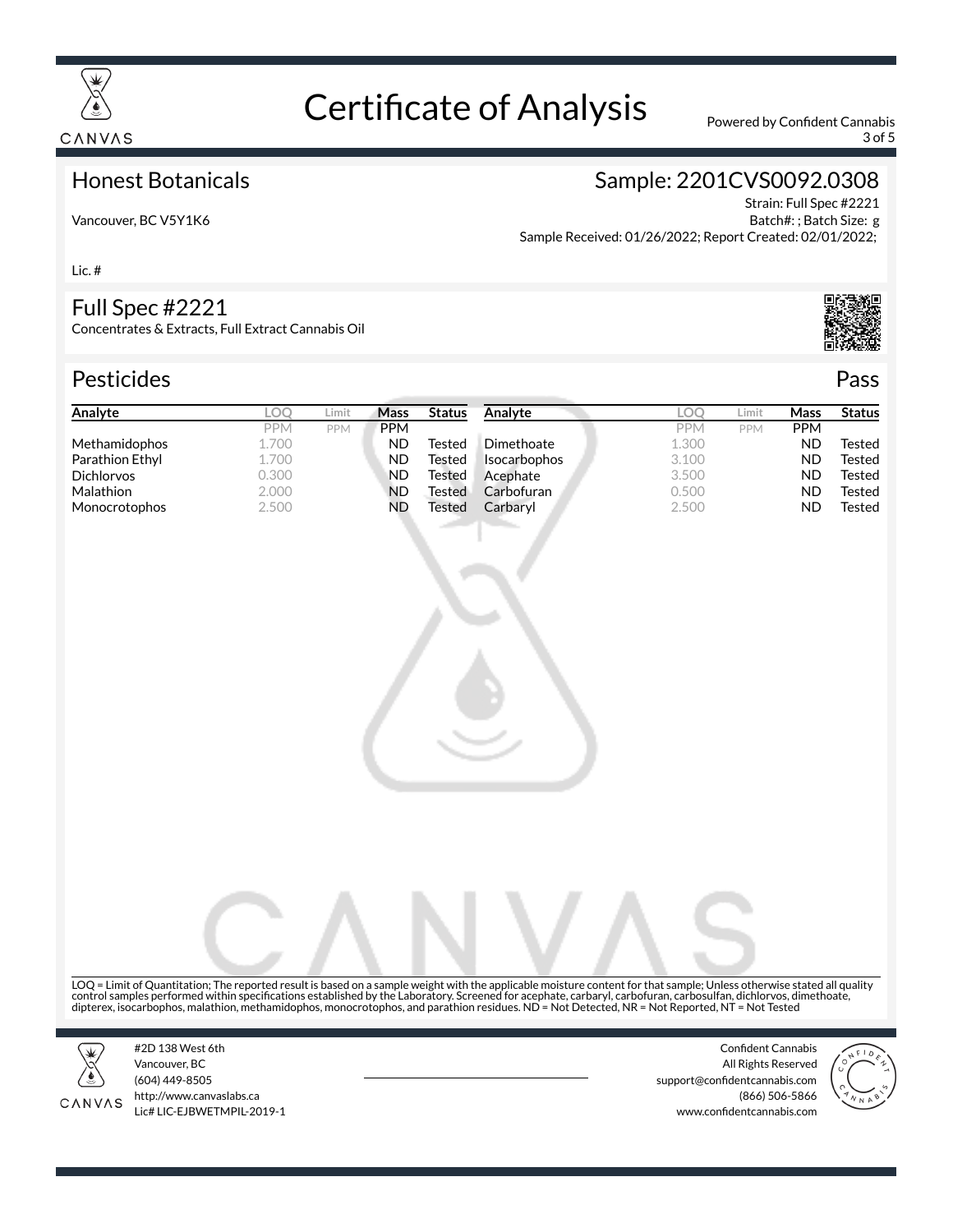# Certificate of Analysis

Powered by Confident Cannabis

## Honest Botanicals

Vancouver, BC V5Y1K6

Lic. #

## Sample: 2201CVS0092.0308

Strain: Full Spec #2221
Batch#: ; Batch Size: g
Sample Received: 01/26/2022; Report Created: 02/01/2022;

## Full Spec #2221

Concentrates & Extracts, Full Extract Cannabis Oil

## Pesticides — Pass

| Analyte | LOQ | Limit | Mass | Status | Analyte | LOQ | Limit | Mass | Status |
|---|---|---|---|---|---|---|---|---|---|
| | PPM | PPM | PPM | | | PPM | PPM | PPM | |
| Methamidophos | 1.700 | | ND | Tested | Dimethoate | 1.300 | | ND | Tested |
| Parathion Ethyl | 1.700 | | ND | Tested | Isocarbophos | 3.100 | | ND | Tested |
| Dichlorvos | 0.300 | | ND | Tested | Acephate | 3.500 | | ND | Tested |
| Malathion | 2.000 | | ND | Tested | Carbofuran | 0.500 | | ND | Tested |
| Monocrotophos | 2.500 | | ND | Tested | Carbaryl | 2.500 | | ND | Tested |

LOQ = Limit of Quantitation; The reported result is based on a sample weight with the applicable moisture content for that sample; Unless otherwise stated all quality control samples performed within specifications established by the Laboratory. Screened for acephate, carbaryl, carbofuran, carbosulfan, dichlorvos, dimethoate, dipterex, isocarbophos, malathion, methamidophos, monocrotophos, and parathion residues. ND = Not Detected, NR = Not Reported, NT = Not Tested

#2D 138 West 6th
Vancouver, BC
(604) 449-8505
http://www.canvaslabs.ca
Lic# LIC-EJBWETMPIL-2019-1

Confident Cannabis
All Rights Reserved
support@confidentcannabis.com
(866) 506-5866
www.confidentcannabis.com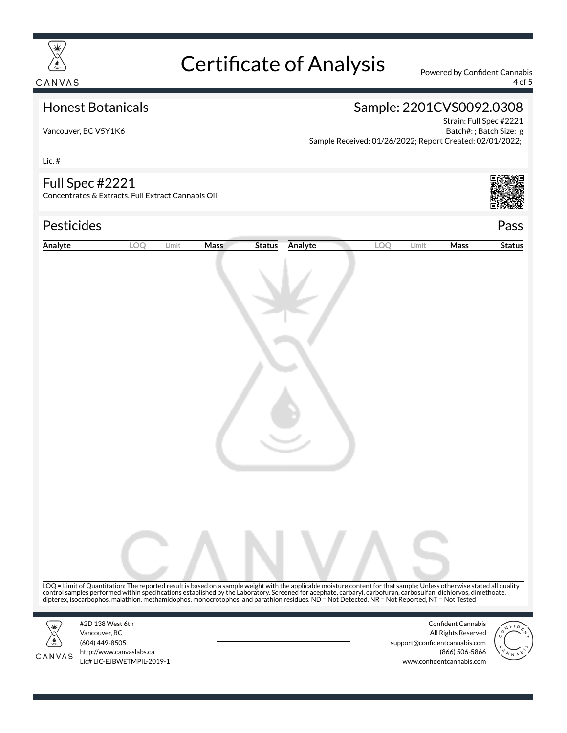# Certificate of Analysis

Powered by Confident Cannabis

## Honest Botanicals

Vancouver, BC V5Y1K6

Lic. #

## Sample: 2201CVS0092.0308

Strain: Full Spec #2221
Batch#: ; Batch Size: g
Sample Received: 01/26/2022; Report Created: 02/01/2022;

## Full Spec #2221

Concentrates & Extracts, Full Extract Cannabis Oil

## Pesticides

Pass

| Analyte | LOQ | Limit | Mass | Status | Analyte | LOQ | Limit | Mass | Status |
|---|---|---|---|---|---|---|---|---|---|

LOQ = Limit of Quantitation; The reported result is based on a sample weight with the applicable moisture content for that sample; Unless otherwise stated all quality control samples performed within specifications established by the Laboratory. Screened for acephate, carbaryl, carbofuran, carbosulfan, dichlorvos, dimethoate, dipterex, isocarbophos, malathion, methamidophos, monocrotophos, and parathion residues. ND = Not Detected, NR = Not Reported, NT = Not Tested

#2D 138 West 6th
Vancouver, BC
(604) 449-8505
http://www.canvaslabs.ca
Lic# LIC-EJBWETMPIL-2019-1

Confident Cannabis
All Rights Reserved
support@confidentcannabis.com
(866) 506-5866
www.confidentcannabis.com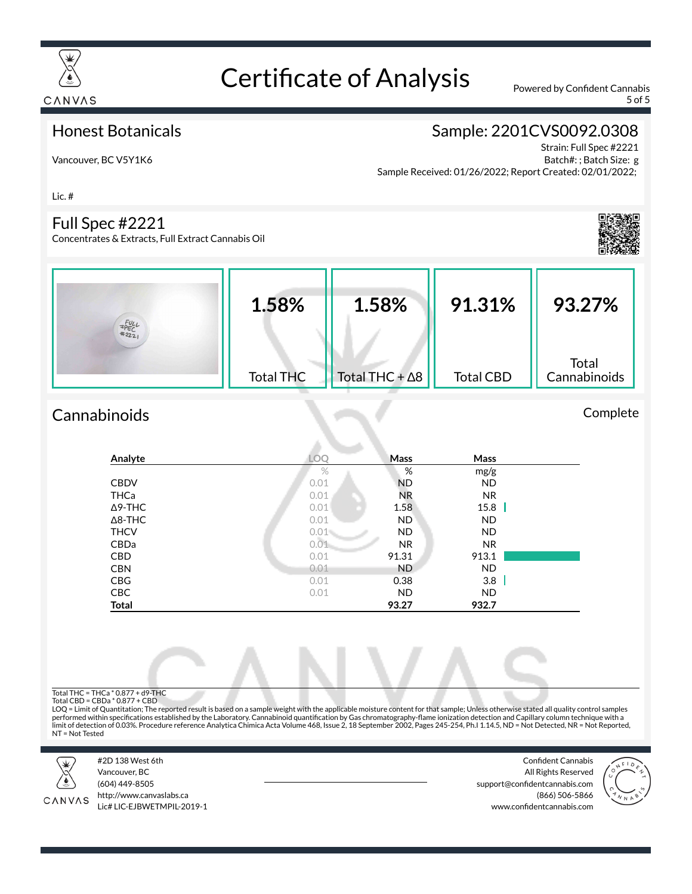# Certificate of Analysis

Powered by Confident Cannabis

## Honest Botanicals

Vancouver, BC V5Y1K6

Lic. #

## Sample: 2201CVS0092.0308

Strain: Full Spec #2221
Batch#: ; Batch Size: g
Sample Received: 01/26/2022; Report Created: 02/01/2022;

## Full Spec #2221

Concentrates & Extracts, Full Extract Cannabis Oil

| Total THC | Total THC + Δ8 | Total CBD | Total Cannabinoids |
|---|---|---|---|
| 1.58% | 1.58% | 91.31% | 93.27% |

## Cannabinoids

Complete

| Analyte | LOQ | Mass | Mass |
|---|---|---|---|
| | % | % | mg/g |
| CBDV | 0.01 | ND | ND |
| THCa | 0.01 | NR | NR |
| Δ9-THC | 0.01 | 1.58 | 15.8 |
| Δ8-THC | 0.01 | ND | ND |
| THCV | 0.01 | ND | ND |
| CBDa | 0.01 | NR | NR |
| CBD | 0.01 | 91.31 | 913.1 |
| CBN | 0.01 | ND | ND |
| CBG | 0.01 | 0.38 | 3.8 |
| CBC | 0.01 | ND | ND |
| **Total** | | **93.27** | **932.7** |

Total THC = THCa * 0.877 + d9-THC
Total CBD = CBDa * 0.877 + CBD
LOQ = Limit of Quantitation; The reported result is based on a sample weight with the applicable moisture content for that sample; Unless otherwise stated all quality control samples performed within specifications established by the Laboratory. Cannabinoid quantification by Gas chromatography-flame ionization detection and Capillary column technique with a limit of detection of 0.03%. Procedure reference Analytica Chimica Acta Volume 468, Issue 2, 18 September 2002, Pages 245-254, Ph.I 1.14.5, ND = Not Detected, NR = Not Reported, NT = Not Tested

#2D 138 West 6th
Vancouver, BC
(604) 449-8505
http://www.canvaslabs.ca
Lic# LIC-EJBWETMPIL-2019-1

Confident Cannabis
All Rights Reserved
support@confidentcannabis.com
(866) 506-5866
www.confidentcannabis.com